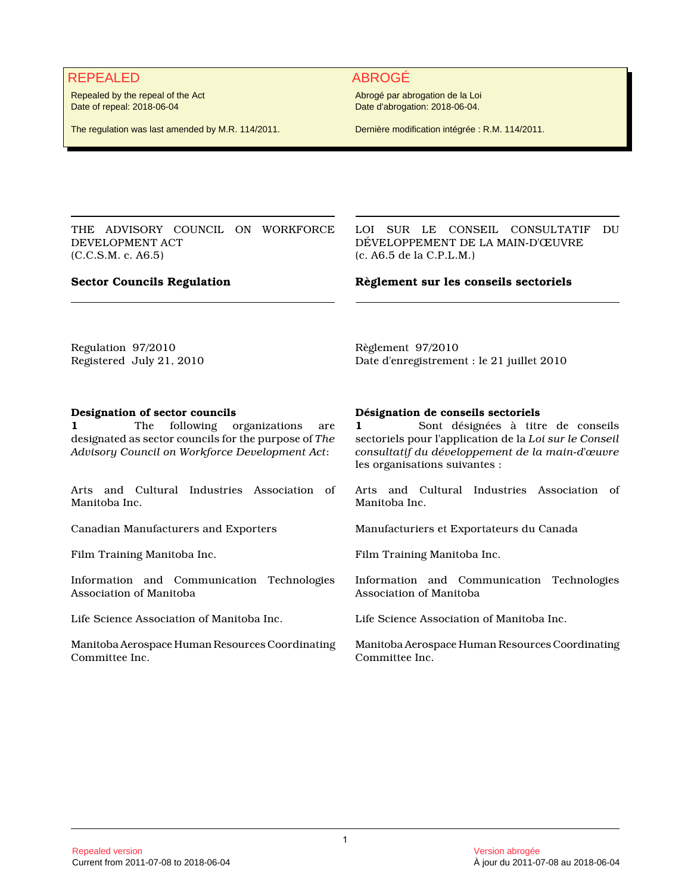**REPEALED**

Repealed by the repeal of the Act
Date of repeal: 2018-06-04

The regulation was last amended by M.R. 114/2011.

---

THE ADVISORY COUNCIL ON WORKFORCE DEVELOPMENT ACT
(C.C.S.M. c. A6.5)

## Sector Councils Regulation

Regulation 97/2010
Registered July 21, 2010

### Designation of sector councils

**1** The following organizations are designated as sector councils for the purpose of *The Advisory Council on Workforce Development Act*:

Arts and Cultural Industries Association of Manitoba Inc.

Canadian Manufacturers and Exporters

Film Training Manitoba Inc.

Information and Communication Technologies Association of Manitoba

Life Science Association of Manitoba Inc.

Manitoba Aerospace Human Resources Coordinating Committee Inc.

---

**ABROGÉ**

Abrogé par abrogation de la Loi
Date d'abrogation: 2018-06-04.

Dernière modification intégrée : R.M. 114/2011.

---

LOI SUR LE CONSEIL CONSULTATIF DU DÉVELOPPEMENT DE LA MAIN-D'ŒUVRE
(c. A6.5 de la C.P.L.M.)

## Règlement sur les conseils sectoriels

Règlement 97/2010
Date d'enregistrement : le 21 juillet 2010

### Désignation de conseils sectoriels

**1** Sont désignées à titre de conseils sectoriels pour l'application de la *Loi sur le Conseil consultatif du développement de la main-d'œuvre* les organisations suivantes :

Arts and Cultural Industries Association of Manitoba Inc.

Manufacturiers et Exportateurs du Canada

Film Training Manitoba Inc.

Information and Communication Technologies Association of Manitoba

Life Science Association of Manitoba Inc.

Manitoba Aerospace Human Resources Coordinating Committee Inc.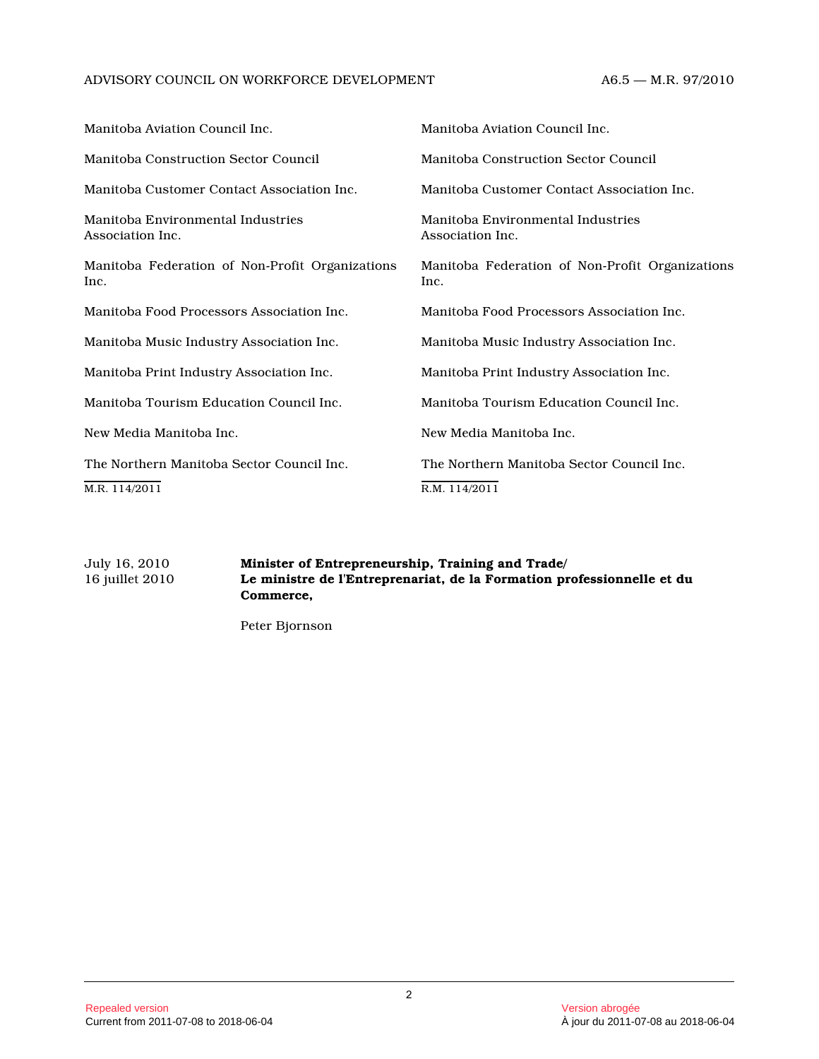Manitoba Aviation Council Inc.

Manitoba Construction Sector Council

Manitoba Customer Contact Association Inc.

Manitoba Environmental Industries Association Inc.

Manitoba Federation of Non-Profit Organizations Inc.

Manitoba Food Processors Association Inc.

Manitoba Music Industry Association Inc.

Manitoba Print Industry Association Inc.

Manitoba Tourism Education Council Inc.

New Media Manitoba Inc.

The Northern Manitoba Sector Council Inc.

M.R. 114/2011

Manitoba Aviation Council Inc.

Manitoba Construction Sector Council

Manitoba Customer Contact Association Inc.

Manitoba Environmental Industries Association Inc.

Manitoba Federation of Non-Profit Organizations Inc.

Manitoba Food Processors Association Inc.

Manitoba Music Industry Association Inc.

Manitoba Print Industry Association Inc.

Manitoba Tourism Education Council Inc.

New Media Manitoba Inc.

The Northern Manitoba Sector Council Inc.

R.M. 114/2011

July 16, 2010
16 juillet 2010

**Minister of Entrepreneurship, Training and Trade/**
**Le ministre de l'Entreprenariat, de la Formation professionnelle et du Commerce,**

Peter Bjornson

Repealed version
Current from 2011-07-08 to 2018-06-04

Version abrogée
À jour du 2011-07-08 au 2018-06-04